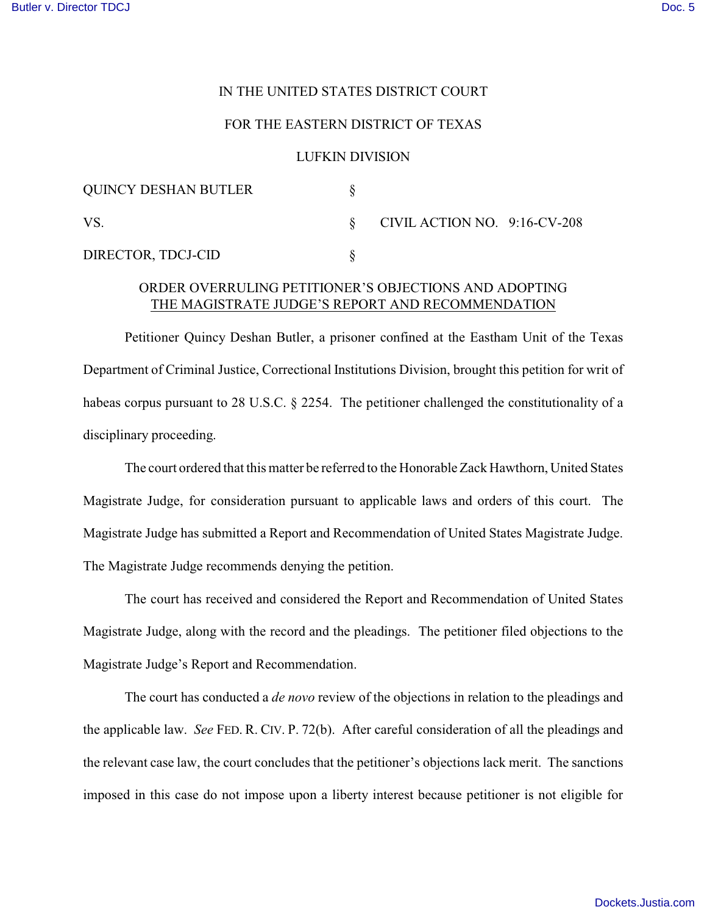IN THE UNITED STATES DISTRICT COURT

FOR THE EASTERN DISTRICT OF TEXAS

LUFKIN DIVISION

| | | |
|---|---|---|
| QUINCY DESHAN BUTLER | § | |
| VS. | § | CIVIL ACTION NO. 9:16-CV-208 |
| DIRECTOR, TDCJ-CID | § | |

## ORDER OVERRULING PETITIONER'S OBJECTIONS AND ADOPTING THE MAGISTRATE JUDGE'S REPORT AND RECOMMENDATION

Petitioner Quincy Deshan Butler, a prisoner confined at the Eastham Unit of the Texas Department of Criminal Justice, Correctional Institutions Division, brought this petition for writ of habeas corpus pursuant to 28 U.S.C. § 2254. The petitioner challenged the constitutionality of a disciplinary proceeding.

The court ordered that this matter be referred to the Honorable Zack Hawthorn, United States Magistrate Judge, for consideration pursuant to applicable laws and orders of this court. The Magistrate Judge has submitted a Report and Recommendation of United States Magistrate Judge. The Magistrate Judge recommends denying the petition.

The court has received and considered the Report and Recommendation of United States Magistrate Judge, along with the record and the pleadings. The petitioner filed objections to the Magistrate Judge's Report and Recommendation.

The court has conducted a *de novo* review of the objections in relation to the pleadings and the applicable law. *See* FED. R. CIV. P. 72(b). After careful consideration of all the pleadings and the relevant case law, the court concludes that the petitioner's objections lack merit. The sanctions imposed in this case do not impose upon a liberty interest because petitioner is not eligible for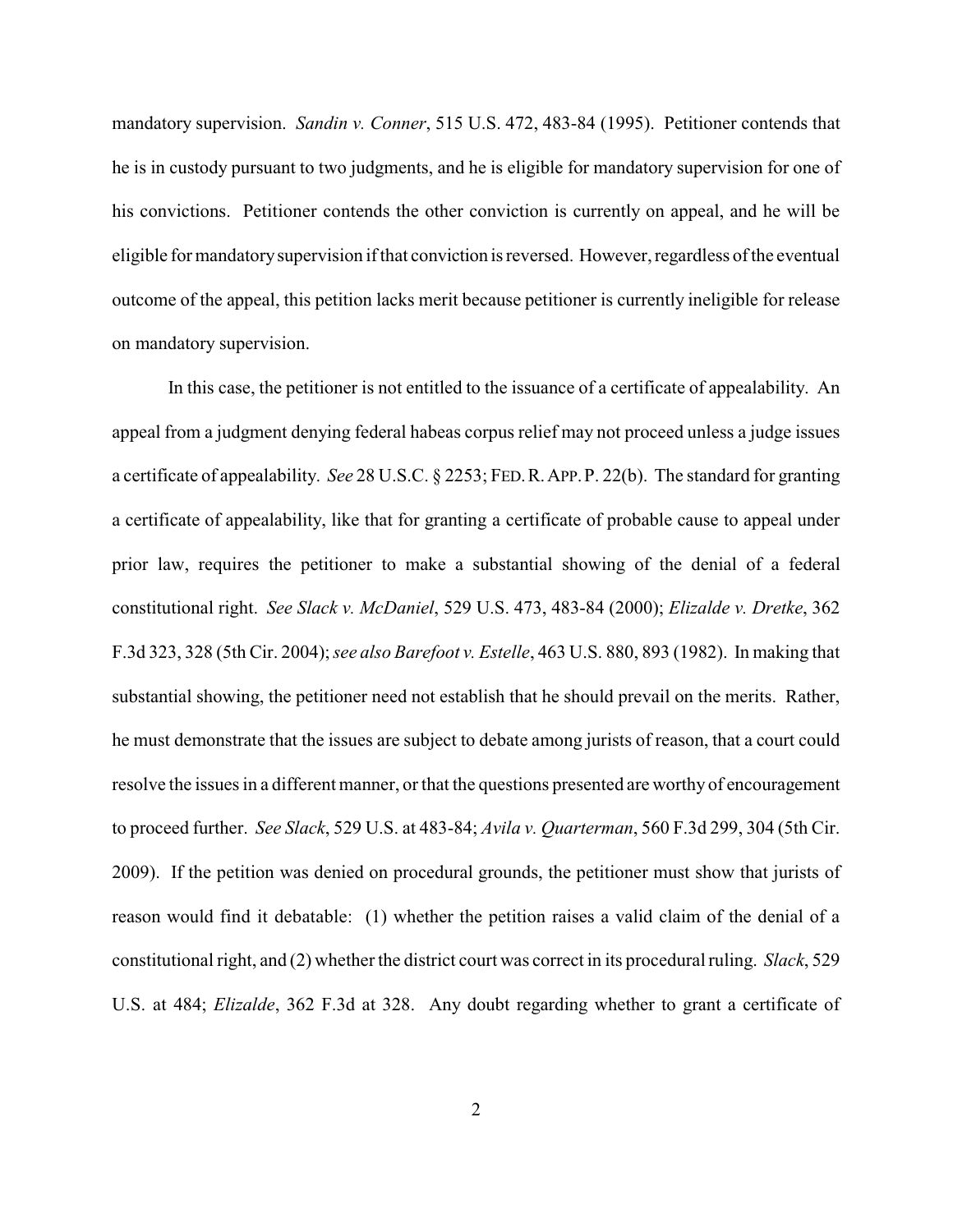mandatory supervision. *Sandin v. Conner*, 515 U.S. 472, 483-84 (1995). Petitioner contends that he is in custody pursuant to two judgments, and he is eligible for mandatory supervision for one of his convictions. Petitioner contends the other conviction is currently on appeal, and he will be eligible for mandatory supervision if that conviction is reversed. However, regardless of the eventual outcome of the appeal, this petition lacks merit because petitioner is currently ineligible for release on mandatory supervision.

In this case, the petitioner is not entitled to the issuance of a certificate of appealability. An appeal from a judgment denying federal habeas corpus relief may not proceed unless a judge issues a certificate of appealability. *See* 28 U.S.C. § 2253; FED. R. APP. P. 22(b). The standard for granting a certificate of appealability, like that for granting a certificate of probable cause to appeal under prior law, requires the petitioner to make a substantial showing of the denial of a federal constitutional right. *See Slack v. McDaniel*, 529 U.S. 473, 483-84 (2000); *Elizalde v. Dretke*, 362 F.3d 323, 328 (5th Cir. 2004); *see also Barefoot v. Estelle*, 463 U.S. 880, 893 (1982). In making that substantial showing, the petitioner need not establish that he should prevail on the merits. Rather, he must demonstrate that the issues are subject to debate among jurists of reason, that a court could resolve the issues in a different manner, or that the questions presented are worthy of encouragement to proceed further. *See Slack*, 529 U.S. at 483-84; *Avila v. Quarterman*, 560 F.3d 299, 304 (5th Cir. 2009). If the petition was denied on procedural grounds, the petitioner must show that jurists of reason would find it debatable: (1) whether the petition raises a valid claim of the denial of a constitutional right, and (2) whether the district court was correct in its procedural ruling. *Slack*, 529 U.S. at 484; *Elizalde*, 362 F.3d at 328. Any doubt regarding whether to grant a certificate of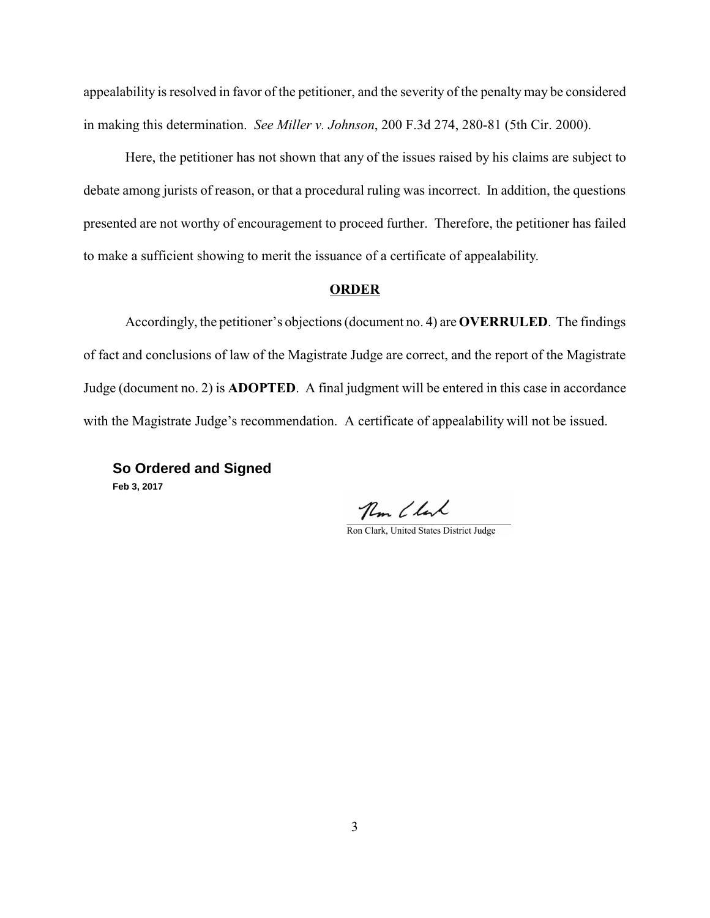appealability is resolved in favor of the petitioner, and the severity of the penalty may be considered in making this determination. *See Miller v. Johnson*, 200 F.3d 274, 280-81 (5th Cir. 2000).

Here, the petitioner has not shown that any of the issues raised by his claims are subject to debate among jurists of reason, or that a procedural ruling was incorrect. In addition, the questions presented are not worthy of encouragement to proceed further. Therefore, the petitioner has failed to make a sufficient showing to merit the issuance of a certificate of appealability.

## ORDER

Accordingly, the petitioner's objections (document no. 4) are **OVERRULED**. The findings of fact and conclusions of law of the Magistrate Judge are correct, and the report of the Magistrate Judge (document no. 2) is **ADOPTED**. A final judgment will be entered in this case in accordance with the Magistrate Judge's recommendation. A certificate of appealability will not be issued.

**So Ordered and Signed**
**Feb 3, 2017**

Ron Clark, United States District Judge